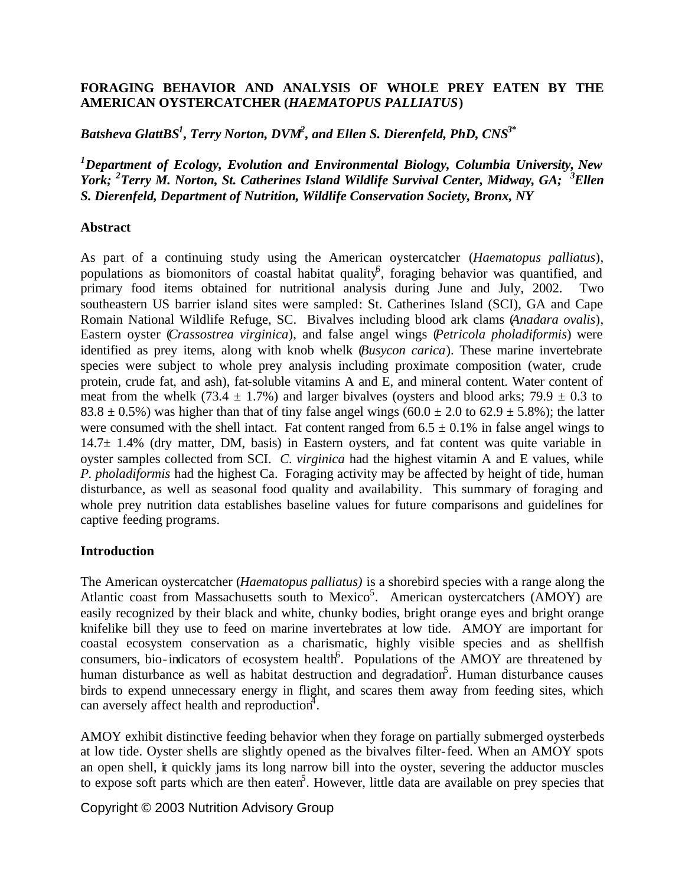# FORAGING BEHAVIOR AND ANALYSIS OF WHOLE PREY EATEN BY THE AMERICAN OYSTERCATCHER (*HAEMATOPUS PALLIATUS*)

***Batsheva GlattBS[1], Terry Norton, DVM[2], and Ellen S. Dierenfeld, PhD, CNS[3*]***

***[1]Department of Ecology, Evolution and Environmental Biology, Columbia University, New York; [2]Terry M. Norton, St. Catherines Island Wildlife Survival Center, Midway, GA; [3]Ellen S. Dierenfeld, Department of Nutrition, Wildlife Conservation Society, Bronx, NY***

## Abstract

As part of a continuing study using the American oystercatcher (*Haematopus palliatus*), populations as biomonitors of coastal habitat quality[6], foraging behavior was quantified, and primary food items obtained for nutritional analysis during June and July, 2002. Two southeastern US barrier island sites were sampled: St. Catherines Island (SCI), GA and Cape Romain National Wildlife Refuge, SC. Bivalves including blood ark clams (*Anadara ovalis*), Eastern oyster (*Crassostrea virginica*), and false angel wings (*Petricola pholadiformis*) were identified as prey items, along with knob whelk (*Busycon carica*). These marine invertebrate species were subject to whole prey analysis including proximate composition (water, crude protein, crude fat, and ash), fat-soluble vitamins A and E, and mineral content. Water content of meat from the whelk ($73.4 \pm 1.7\%$) and larger bivalves (oysters and blood arks; $79.9 \pm 0.3$ to $83.8 \pm 0.5\%$) was higher than that of tiny false angel wings ($60.0 \pm 2.0$ to $62.9 \pm 5.8\%$); the latter were consumed with the shell intact. Fat content ranged from $6.5 \pm 0.1\%$ in false angel wings to $14.7 \pm 1.4\%$ (dry matter, DM, basis) in Eastern oysters, and fat content was quite variable in oyster samples collected from SCI. *C. virginica* had the highest vitamin A and E values, while *P. pholadiformis* had the highest Ca. Foraging activity may be affected by height of tide, human disturbance, as well as seasonal food quality and availability. This summary of foraging and whole prey nutrition data establishes baseline values for future comparisons and guidelines for captive feeding programs.

## Introduction

The American oystercatcher (*Haematopus palliatus)* is a shorebird species with a range along the Atlantic coast from Massachusetts south to Mexico[5]. American oystercatchers (AMOY) are easily recognized by their black and white, chunky bodies, bright orange eyes and bright orange knifelike bill they use to feed on marine invertebrates at low tide. AMOY are important for coastal ecosystem conservation as a charismatic, highly visible species and as shellfish consumers, bio-indicators of ecosystem health[6]. Populations of the AMOY are threatened by human disturbance as well as habitat destruction and degradation[5]. Human disturbance causes birds to expend unnecessary energy in flight, and scares them away from feeding sites, which can aversely affect health and reproduction[4].

AMOY exhibit distinctive feeding behavior when they forage on partially submerged oysterbeds at low tide. Oyster shells are slightly opened as the bivalves filter-feed. When an AMOY spots an open shell, it quickly jams its long narrow bill into the oyster, severing the adductor muscles to expose soft parts which are then eaten[5]. However, little data are available on prey species that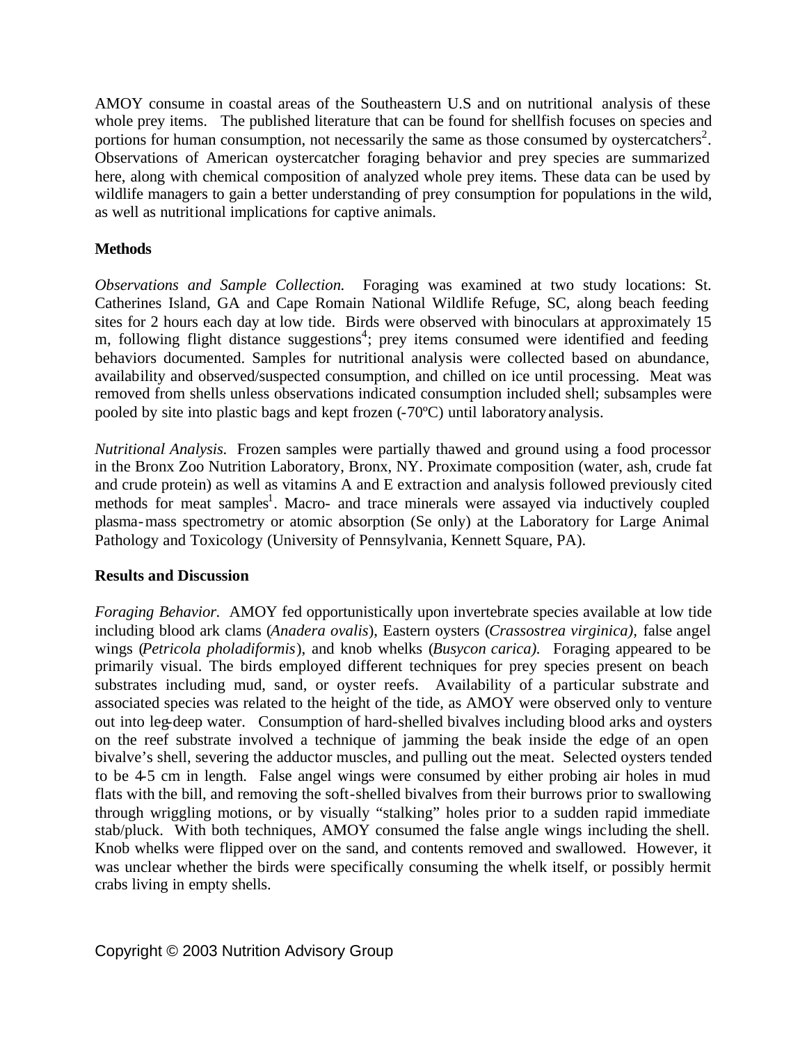AMOY consume in coastal areas of the Southeastern U.S and on nutritional analysis of these whole prey items. The published literature that can be found for shellfish focuses on species and portions for human consumption, not necessarily the same as those consumed by oystercatchers[2]. Observations of American oystercatcher foraging behavior and prey species are summarized here, along with chemical composition of analyzed whole prey items. These data can be used by wildlife managers to gain a better understanding of prey consumption for populations in the wild, as well as nutritional implications for captive animals.

## Methods

*Observations and Sample Collection.* Foraging was examined at two study locations: St. Catherines Island, GA and Cape Romain National Wildlife Refuge, SC, along beach feeding sites for 2 hours each day at low tide. Birds were observed with binoculars at approximately 15 m, following flight distance suggestions[4]; prey items consumed were identified and feeding behaviors documented. Samples for nutritional analysis were collected based on abundance, availability and observed/suspected consumption, and chilled on ice until processing. Meat was removed from shells unless observations indicated consumption included shell; subsamples were pooled by site into plastic bags and kept frozen (-70ºC) until laboratory analysis.

*Nutritional Analysis.* Frozen samples were partially thawed and ground using a food processor in the Bronx Zoo Nutrition Laboratory, Bronx, NY. Proximate composition (water, ash, crude fat and crude protein) as well as vitamins A and E extraction and analysis followed previously cited methods for meat samples[1]. Macro- and trace minerals were assayed via inductively coupled plasma-mass spectrometry or atomic absorption (Se only) at the Laboratory for Large Animal Pathology and Toxicology (University of Pennsylvania, Kennett Square, PA).

## Results and Discussion

*Foraging Behavior.* AMOY fed opportunistically upon invertebrate species available at low tide including blood ark clams (*Anadera ovalis*), Eastern oysters (*Crassostrea virginica),* false angel wings (*Petricola pholadiformis*), and knob whelks (*Busycon carica).* Foraging appeared to be primarily visual. The birds employed different techniques for prey species present on beach substrates including mud, sand, or oyster reefs. Availability of a particular substrate and associated species was related to the height of the tide, as AMOY were observed only to venture out into leg-deep water. Consumption of hard-shelled bivalves including blood arks and oysters on the reef substrate involved a technique of jamming the beak inside the edge of an open bivalve's shell, severing the adductor muscles, and pulling out the meat. Selected oysters tended to be 4-5 cm in length. False angel wings were consumed by either probing air holes in mud flats with the bill, and removing the soft-shelled bivalves from their burrows prior to swallowing through wriggling motions, or by visually "stalking" holes prior to a sudden rapid immediate stab/pluck. With both techniques, AMOY consumed the false angle wings including the shell. Knob whelks were flipped over on the sand, and contents removed and swallowed. However, it was unclear whether the birds were specifically consuming the whelk itself, or possibly hermit crabs living in empty shells.

Copyright © 2003 Nutrition Advisory Group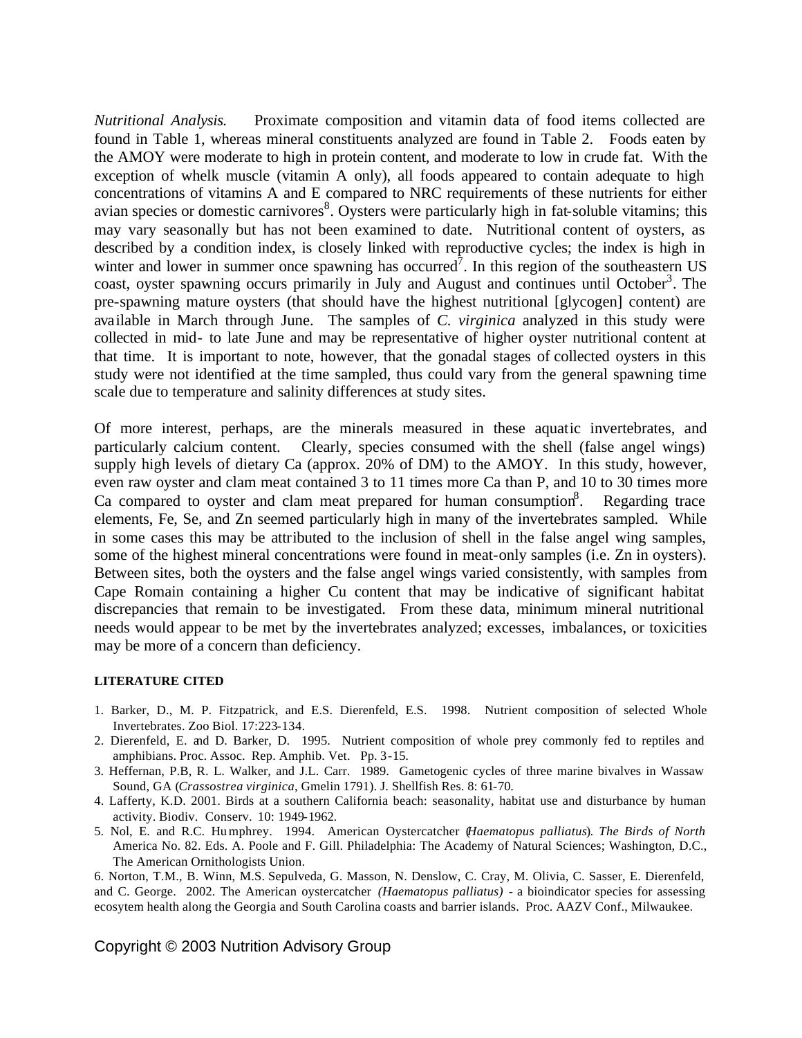*Nutritional Analysis.* Proximate composition and vitamin data of food items collected are found in Table 1, whereas mineral constituents analyzed are found in Table 2. Foods eaten by the AMOY were moderate to high in protein content, and moderate to low in crude fat. With the exception of whelk muscle (vitamin A only), all foods appeared to contain adequate to high concentrations of vitamins A and E compared to NRC requirements of these nutrients for either avian species or domestic carnivores[8]. Oysters were particularly high in fat-soluble vitamins; this may vary seasonally but has not been examined to date. Nutritional content of oysters, as described by a condition index, is closely linked with reproductive cycles; the index is high in winter and lower in summer once spawning has occurred[7]. In this region of the southeastern US coast, oyster spawning occurs primarily in July and August and continues until October[3]. The pre-spawning mature oysters (that should have the highest nutritional [glycogen] content) are available in March through June. The samples of *C. virginica* analyzed in this study were collected in mid- to late June and may be representative of higher oyster nutritional content at that time. It is important to note, however, that the gonadal stages of collected oysters in this study were not identified at the time sampled, thus could vary from the general spawning time scale due to temperature and salinity differences at study sites.

Of more interest, perhaps, are the minerals measured in these aquatic invertebrates, and particularly calcium content. Clearly, species consumed with the shell (false angel wings) supply high levels of dietary Ca (approx. 20% of DM) to the AMOY. In this study, however, even raw oyster and clam meat contained 3 to 11 times more Ca than P, and 10 to 30 times more Ca compared to oyster and clam meat prepared for human consumption[8]. Regarding trace elements, Fe, Se, and Zn seemed particularly high in many of the invertebrates sampled. While in some cases this may be attributed to the inclusion of shell in the false angel wing samples, some of the highest mineral concentrations were found in meat-only samples (i.e. Zn in oysters). Between sites, both the oysters and the false angel wings varied consistently, with samples from Cape Romain containing a higher Cu content that may be indicative of significant habitat discrepancies that remain to be investigated. From these data, minimum mineral nutritional needs would appear to be met by the invertebrates analyzed; excesses, imbalances, or toxicities may be more of a concern than deficiency.

**LITERATURE CITED**

1. Barker, D., M. P. Fitzpatrick, and E.S. Dierenfeld, E.S. 1998. Nutrient composition of selected Whole Invertebrates. Zoo Biol. 17:223-134.
2. Dierenfeld, E. and D. Barker, D. 1995. Nutrient composition of whole prey commonly fed to reptiles and amphibians. Proc. Assoc. Rep. Amphib. Vet. Pp. 3-15.
3. Heffernan, P.B, R. L. Walker, and J.L. Carr. 1989. Gametogenic cycles of three marine bivalves in Wassaw Sound, GA (*Crassostrea virginica*, Gmelin 1791). J. Shellfish Res. 8: 61-70.
4. Lafferty, K.D. 2001. Birds at a southern California beach: seasonality, habitat use and disturbance by human activity. Biodiv. Conserv. 10: 1949-1962.
5. Nol, E. and R.C. Humphrey. 1994. American Oystercatcher (*Haematopus palliatus*). *The Birds of North* America No. 82. Eds. A. Poole and F. Gill. Philadelphia: The Academy of Natural Sciences; Washington, D.C., The American Ornithologists Union.
6. Norton, T.M., B. Winn, M.S. Sepulveda, G. Masson, N. Denslow, C. Cray, M. Olivia, C. Sasser, E. Dierenfeld, and C. George. 2002. The American oystercatcher *(Haematopus palliatus)* - a bioindicator species for assessing ecosytem health along the Georgia and South Carolina coasts and barrier islands. Proc. AAZV Conf., Milwaukee.

Copyright © 2003 Nutrition Advisory Group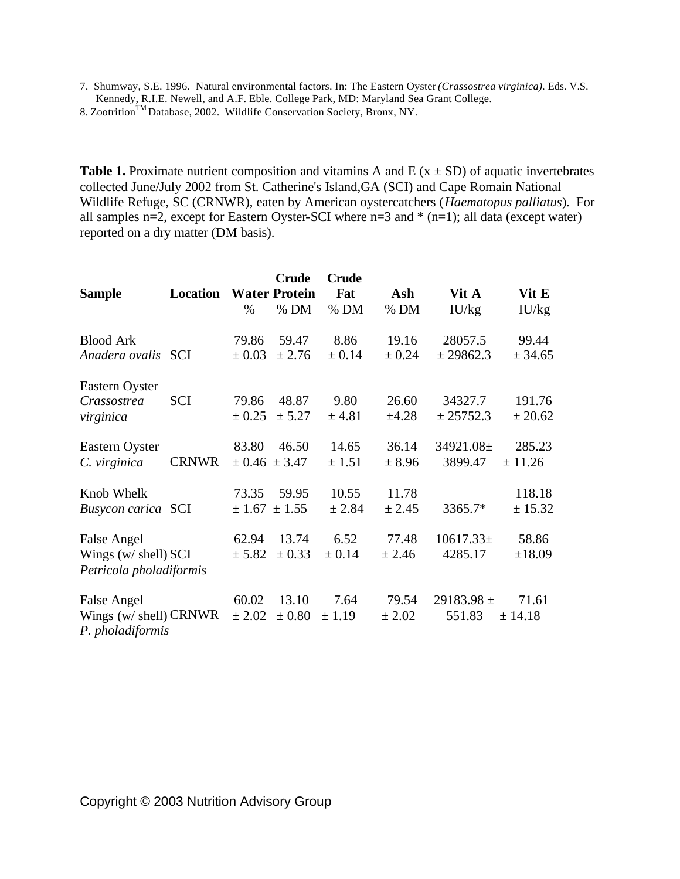7. Shumway, S.E. 1996. Natural environmental factors. In: The Eastern Oyster *(Crassostrea virginica)*. Eds. V.S. Kennedy, R.I.E. Newell, and A.F. Eble. College Park, MD: Maryland Sea Grant College.
8. Zootrition[TM] Database, 2002. Wildlife Conservation Society, Bronx, NY.

**Table 1.** Proximate nutrient composition and vitamins A and E (x ± SD) of aquatic invertebrates collected June/July 2002 from St. Catherine's Island,GA (SCI) and Cape Romain National Wildlife Refuge, SC (CRNWR), eaten by American oystercatchers (*Haematopus palliatus*). For all samples n=2, except for Eastern Oyster-SCI where n=3 and * (n=1); all data (except water) reported on a dry matter (DM basis).

| **Sample** | **Location** | **Water** | **Crude Protein** | **Crude Fat** | **Ash** | **Vit A** | **Vit E** |
|---|---|---|---|---|---|---|---|
| | | % | % DM | % DM | % DM | IU/kg | IU/kg |
| Blood Ark *Anadera ovalis* | SCI | 79.86 ± 0.03 | 59.47 ± 2.76 | 8.86 ± 0.14 | 19.16 ± 0.24 | 28057.5 ± 29862.3 | 99.44 ± 34.65 |
| Eastern Oyster *Crassostrea virginica* | SCI | 79.86 ± 0.25 | 48.87 ± 5.27 | 9.80 ± 4.81 | 26.60 ±4.28 | 34327.7 ± 25752.3 | 191.76 ± 20.62 |
| Eastern Oyster *C. virginica* | CRNWR | 83.80 ± 0.46 | 46.50 ± 3.47 | 14.65 ± 1.51 | 36.14 ± 8.96 | 34921.08± 3899.47 | 285.23 ± 11.26 |
| Knob Whelk *Busycon carica* | SCI | 73.35 ± 1.67 | 59.95 ± 1.55 | 10.55 ± 2.84 | 11.78 ± 2.45 | 3365.7* | 118.18 ± 15.32 |
| False Angel Wings (w/ shell) *Petricola pholadiformis* | SCI | 62.94 ± 5.82 | 13.74 ± 0.33 | 6.52 ± 0.14 | 77.48 ± 2.46 | 10617.33± 4285.17 | 58.86 ±18.09 |
| False Angel Wings (w/ shell) *P. pholadiformis* | CRNWR | 60.02 ± 2.02 | 13.10 ± 0.80 | 7.64 ± 1.19 | 79.54 ± 2.02 | 29183.98 ± 551.83 | 71.61 ± 14.18 |

Copyright © 2003 Nutrition Advisory Group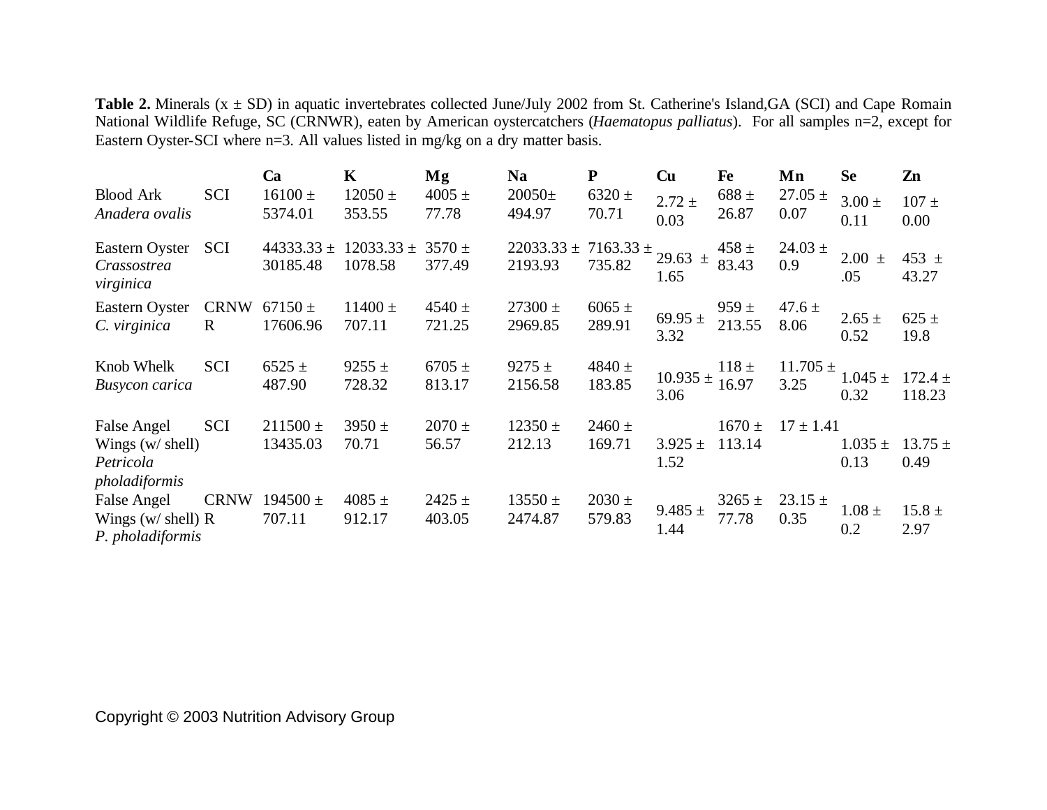**Table 2.** Minerals (x ± SD) in aquatic invertebrates collected June/July 2002 from St. Catherine's Island,GA (SCI) and Cape Romain National Wildlife Refuge, SC (CRNWR), eaten by American oystercatchers (*Haematopus palliatus*). For all samples n=2, except for Eastern Oyster-SCI where n=3. All values listed in mg/kg on a dry matter basis.

| | | **Ca** | **K** | **Mg** | **Na** | **P** | **Cu** | **Fe** | **Mn** | **Se** | **Zn** |
|---|---|---|---|---|---|---|---|---|---|---|---|
| Blood Ark *Anadera ovalis* | SCI | 16100 ± 5374.01 | 12050 ± 353.55 | 4005 ± 77.78 | 20050± 494.97 | 6320 ± 70.71 | 2.72 ± 0.03 | 688 ± 26.87 | 27.05 ± 0.07 | 3.00 ± 0.11 | 107 ± 0.00 |
| Eastern Oyster *Crassostrea virginica* | SCI | 44333.33 ± 30185.48 | 12033.33 ± 1078.58 | 3570 ± 377.49 | 22033.33 ± 2193.93 | 7163.33 ± 735.82 | 29.63 ± 1.65 | 458 ± 83.43 | 24.03 ± 0.9 | 2.00 ± .05 | 453 ± 43.27 |
| Eastern Oyster *C. virginica* | CRNWR | 67150 ± 17606.96 | 11400 ± 707.11 | 4540 ± 721.25 | 27300 ± 2969.85 | 6065 ± 289.91 | 69.95 ± 3.32 | 959 ± 213.55 | 47.6 ± 8.06 | 2.65 ± 0.52 | 625 ± 19.8 |
| Knob Whelk *Busycon carica* | SCI | 6525 ± 487.90 | 9255 ± 728.32 | 6705 ± 813.17 | 9275 ± 2156.58 | 4840 ± 183.85 | 10.935 ± 3.06 | 118 ± 16.97 | 11.705 ± 3.25 | 1.045 ± 0.32 | 172.4 ± 118.23 |
| False Angel Wings (w/ shell) *Petricola pholadiformis* | SCI | 211500 ± 13435.03 | 3950 ± 70.71 | 2070 ± 56.57 | 12350 ± 212.13 | 2460 ± 169.71 | 3.925 ± 1.52 | 1670 ± 113.14 | 17 ± 1.41 | 1.035 ± 0.13 | 13.75 ± 0.49 |
| False Angel Wings (w/ shell) *P. pholadiformis* | CRNWR | 194500 ± 707.11 | 4085 ± 912.17 | 2425 ± 403.05 | 13550 ± 2474.87 | 2030 ± 579.83 | 9.485 ± 1.44 | 3265 ± 77.78 | 23.15 ± 0.35 | 1.08 ± 0.2 | 15.8 ± 2.97 |

Copyright © 2003 Nutrition Advisory Group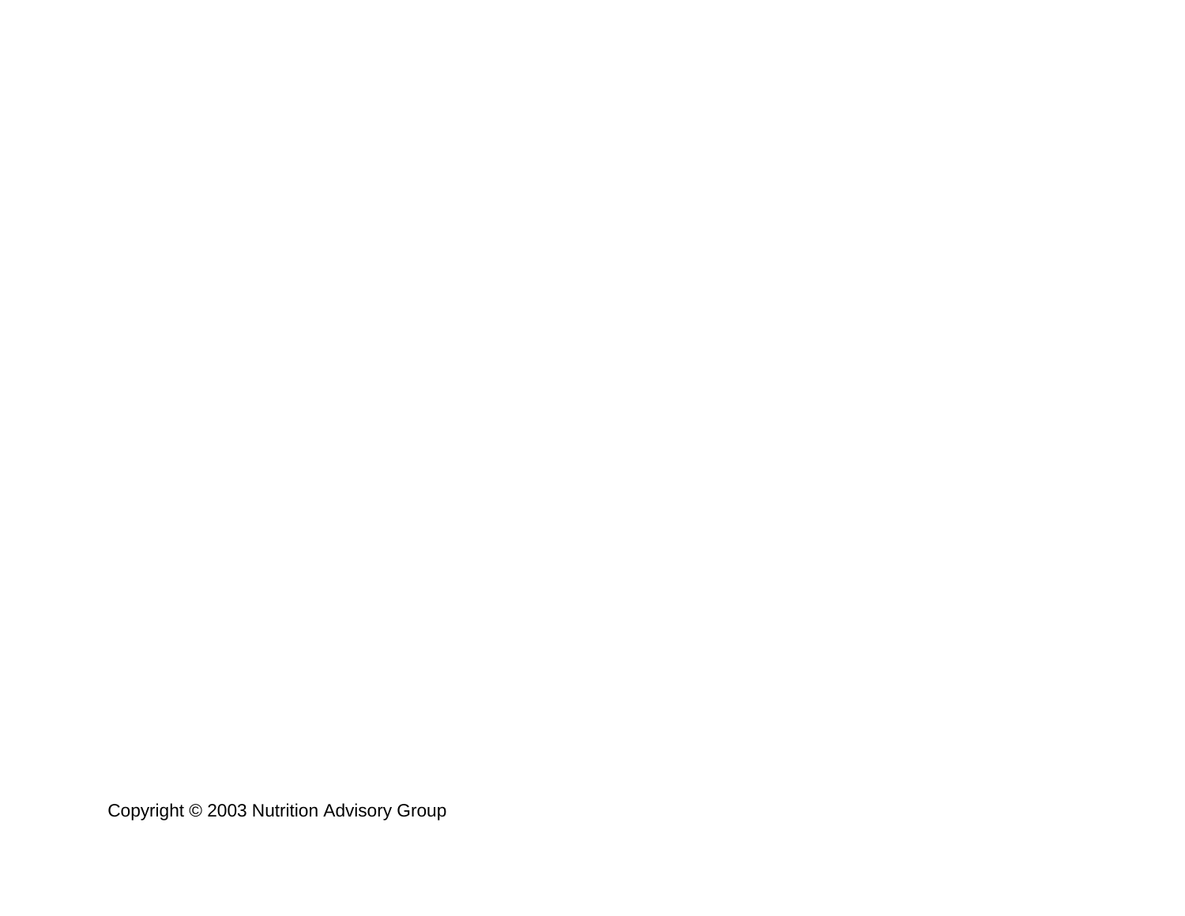Copyright © 2003 Nutrition Advisory Group